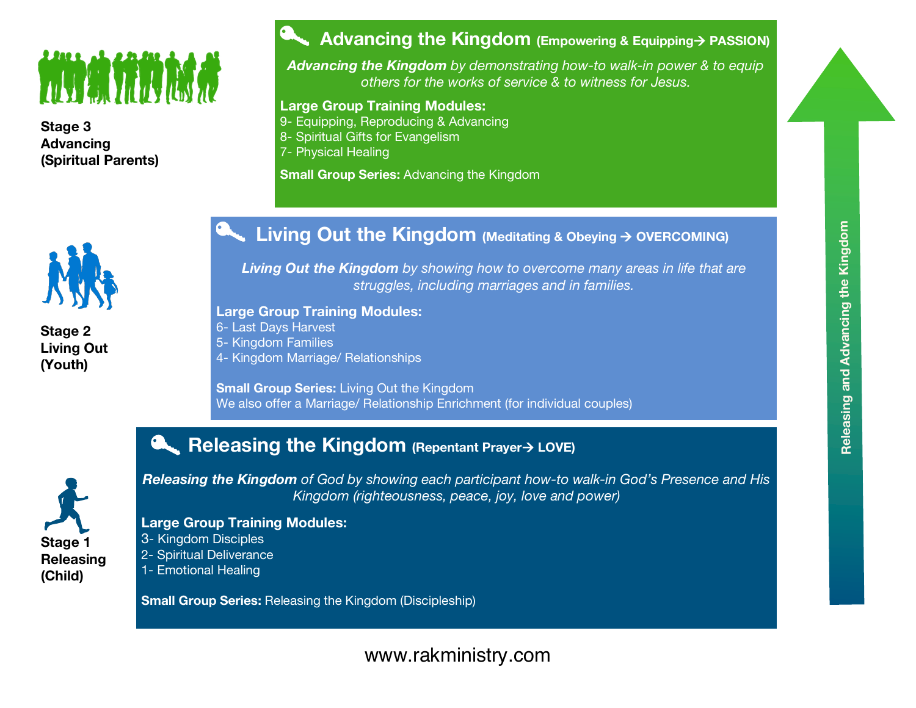## Advancing the Kingdom (Empowering & Equipping→ PASSION)

Stage 3
Advancing
(Spiritual Parents)

*Advancing the Kingdom by demonstrating how-to walk-in power & to equip others for the works of service & to witness for Jesus.*

**Large Group Training Modules:**

9- Equipping, Reproducing & Advancing
8- Spiritual Gifts for Evangelism
7- Physical Healing

**Small Group Series:** Advancing the Kingdom

## Living Out the Kingdom (Meditating & Obeying → OVERCOMING)

Stage 2
Living Out
(Youth)

*Living Out the Kingdom by showing how to overcome many areas in life that are struggles, including marriages and in families.*

**Large Group Training Modules:**

6- Last Days Harvest
5- Kingdom Families
4- Kingdom Marriage/ Relationships

**Small Group Series:** Living Out the Kingdom
We also offer a Marriage/ Relationship Enrichment (for individual couples)

## Releasing the Kingdom (Repentant Prayer→ LOVE)

Stage 1
Releasing
(Child)

*Releasing the Kingdom of God by showing each participant how-to walk-in God's Presence and His Kingdom (righteousness, peace, joy, love and power)*

**Large Group Training Modules:**

3- Kingdom Disciples
2- Spiritual Deliverance
1- Emotional Healing

**Small Group Series:** Releasing the Kingdom (Discipleship)

Releasing and Advancing the Kingdom

www.rakministry.com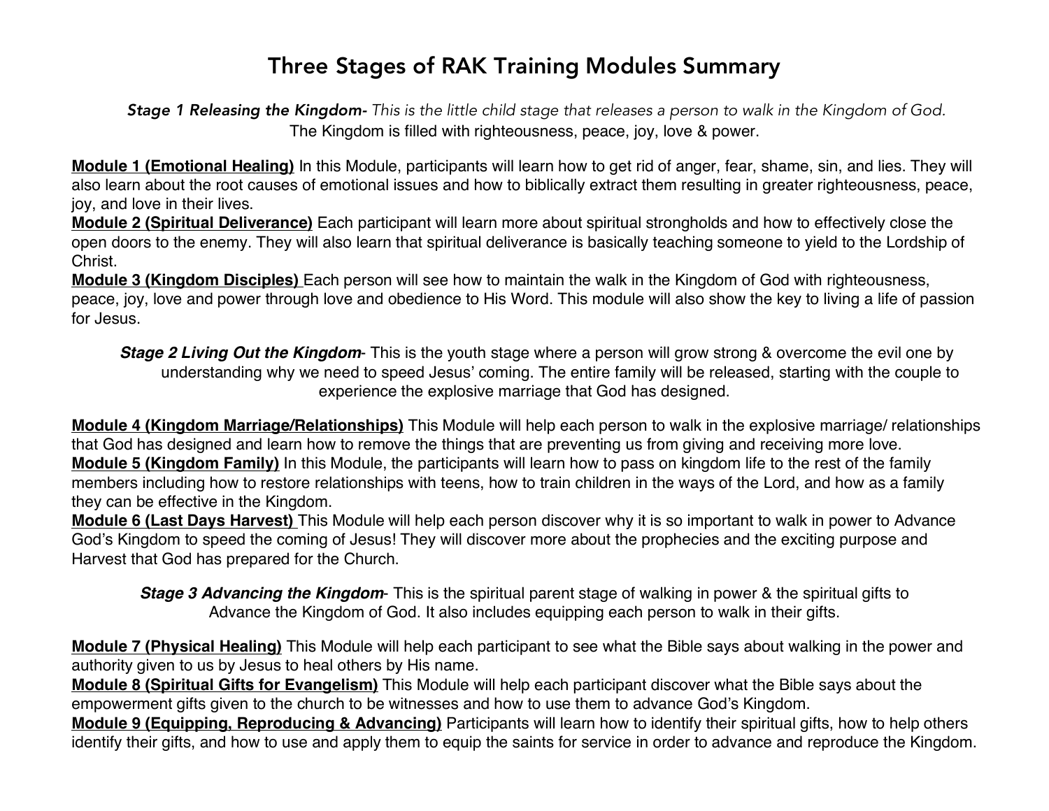# Three Stages of RAK Training Modules Summary

***Stage 1 Releasing the Kingdom-*** *This is the little child stage that releases a person to walk in the Kingdom of God.* The Kingdom is filled with righteousness, peace, joy, love & power.

**Module 1 (Emotional Healing)** In this Module, participants will learn how to get rid of anger, fear, shame, sin, and lies. They will also learn about the root causes of emotional issues and how to biblically extract them resulting in greater righteousness, peace, joy, and love in their lives.

**Module 2 (Spiritual Deliverance)** Each participant will learn more about spiritual strongholds and how to effectively close the open doors to the enemy. They will also learn that spiritual deliverance is basically teaching someone to yield to the Lordship of Christ.

**Module 3 (Kingdom Disciples)** Each person will see how to maintain the walk in the Kingdom of God with righteousness, peace, joy, love and power through love and obedience to His Word. This module will also show the key to living a life of passion for Jesus.

***Stage 2 Living Out the Kingdom***- This is the youth stage where a person will grow strong & overcome the evil one by understanding why we need to speed Jesus' coming. The entire family will be released, starting with the couple to experience the explosive marriage that God has designed.

**Module 4 (Kingdom Marriage/Relationships)** This Module will help each person to walk in the explosive marriage/ relationships that God has designed and learn how to remove the things that are preventing us from giving and receiving more love.

**Module 5 (Kingdom Family)** In this Module, the participants will learn how to pass on kingdom life to the rest of the family members including how to restore relationships with teens, how to train children in the ways of the Lord, and how as a family they can be effective in the Kingdom.

**Module 6 (Last Days Harvest)** This Module will help each person discover why it is so important to walk in power to Advance God's Kingdom to speed the coming of Jesus! They will discover more about the prophecies and the exciting purpose and Harvest that God has prepared for the Church.

***Stage 3 Advancing the Kingdom***- This is the spiritual parent stage of walking in power & the spiritual gifts to Advance the Kingdom of God. It also includes equipping each person to walk in their gifts.

**Module 7 (Physical Healing)** This Module will help each participant to see what the Bible says about walking in the power and authority given to us by Jesus to heal others by His name.

**Module 8 (Spiritual Gifts for Evangelism)** This Module will help each participant discover what the Bible says about the empowerment gifts given to the church to be witnesses and how to use them to advance God's Kingdom.

**Module 9 (Equipping, Reproducing & Advancing)** Participants will learn how to identify their spiritual gifts, how to help others identify their gifts, and how to use and apply them to equip the saints for service in order to advance and reproduce the Kingdom.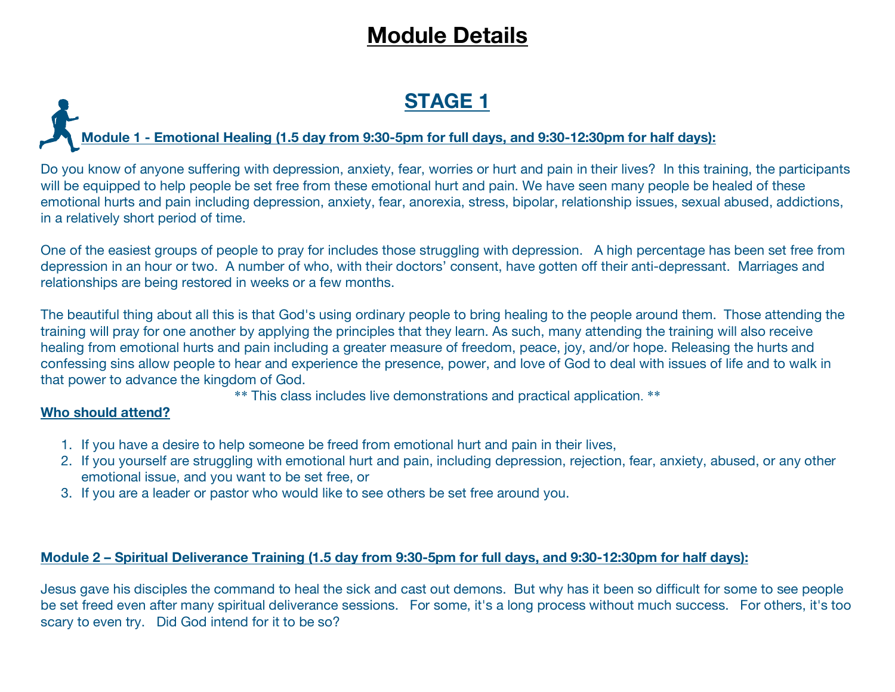# Module Details

## STAGE 1

### Module 1 - Emotional Healing (1.5 day from 9:30-5pm for full days, and 9:30-12:30pm for half days):

Do you know of anyone suffering with depression, anxiety, fear, worries or hurt and pain in their lives? In this training, the participants will be equipped to help people be set free from these emotional hurt and pain. We have seen many people be healed of these emotional hurts and pain including depression, anxiety, fear, anorexia, stress, bipolar, relationship issues, sexual abused, addictions, in a relatively short period of time.

One of the easiest groups of people to pray for includes those struggling with depression. A high percentage has been set free from depression in an hour or two. A number of who, with their doctors' consent, have gotten off their anti-depressant. Marriages and relationships are being restored in weeks or a few months.

The beautiful thing about all this is that God's using ordinary people to bring healing to the people around them. Those attending the training will pray for one another by applying the principles that they learn. As such, many attending the training will also receive healing from emotional hurts and pain including a greater measure of freedom, peace, joy, and/or hope. Releasing the hurts and confessing sins allow people to hear and experience the presence, power, and love of God to deal with issues of life and to walk in that power to advance the kingdom of God.

** This class includes live demonstrations and practical application. **

**Who should attend?**

1. If you have a desire to help someone be freed from emotional hurt and pain in their lives,
2. If you yourself are struggling with emotional hurt and pain, including depression, rejection, fear, anxiety, abused, or any other emotional issue, and you want to be set free, or
3. If you are a leader or pastor who would like to see others be set free around you.

### Module 2 – Spiritual Deliverance Training (1.5 day from 9:30-5pm for full days, and 9:30-12:30pm for half days):

Jesus gave his disciples the command to heal the sick and cast out demons. But why has it been so difficult for some to see people be set freed even after many spiritual deliverance sessions. For some, it's a long process without much success. For others, it's too scary to even try. Did God intend for it to be so?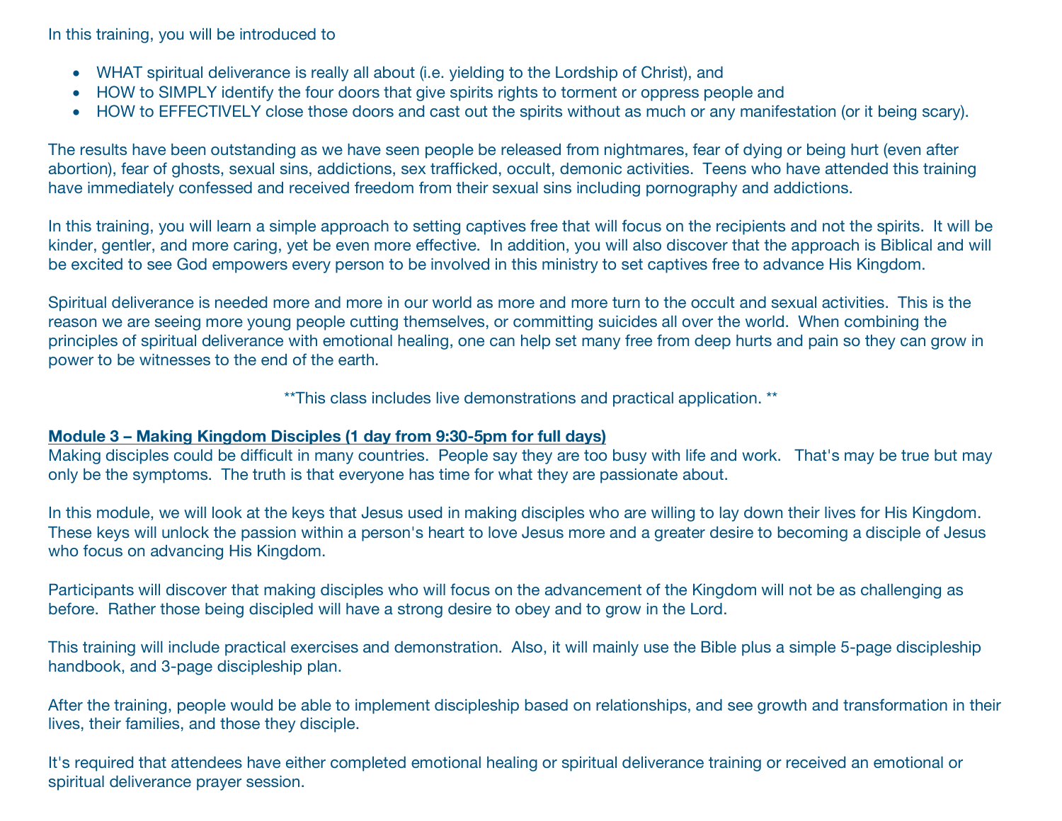In this training, you will be introduced to

- WHAT spiritual deliverance is really all about (i.e. yielding to the Lordship of Christ), and
- HOW to SIMPLY identify the four doors that give spirits rights to torment or oppress people and
- HOW to EFFECTIVELY close those doors and cast out the spirits without as much or any manifestation (or it being scary).

The results have been outstanding as we have seen people be released from nightmares, fear of dying or being hurt (even after abortion), fear of ghosts, sexual sins, addictions, sex trafficked, occult, demonic activities. Teens who have attended this training have immediately confessed and received freedom from their sexual sins including pornography and addictions.

In this training, you will learn a simple approach to setting captives free that will focus on the recipients and not the spirits. It will be kinder, gentler, and more caring, yet be even more effective. In addition, you will also discover that the approach is Biblical and will be excited to see God empowers every person to be involved in this ministry to set captives free to advance His Kingdom.

Spiritual deliverance is needed more and more in our world as more and more turn to the occult and sexual activities. This is the reason we are seeing more young people cutting themselves, or committing suicides all over the world. When combining the principles of spiritual deliverance with emotional healing, one can help set many free from deep hurts and pain so they can grow in power to be witnesses to the end of the earth.

**This class includes live demonstrations and practical application. **

**Module 3 – Making Kingdom Disciples (1 day from 9:30-5pm for full days)**

Making disciples could be difficult in many countries. People say they are too busy with life and work. That's may be true but may only be the symptoms. The truth is that everyone has time for what they are passionate about.

In this module, we will look at the keys that Jesus used in making disciples who are willing to lay down their lives for His Kingdom. These keys will unlock the passion within a person's heart to love Jesus more and a greater desire to becoming a disciple of Jesus who focus on advancing His Kingdom.

Participants will discover that making disciples who will focus on the advancement of the Kingdom will not be as challenging as before. Rather those being discipled will have a strong desire to obey and to grow in the Lord.

This training will include practical exercises and demonstration. Also, it will mainly use the Bible plus a simple 5-page discipleship handbook, and 3-page discipleship plan.

After the training, people would be able to implement discipleship based on relationships, and see growth and transformation in their lives, their families, and those they disciple.

It's required that attendees have either completed emotional healing or spiritual deliverance training or received an emotional or spiritual deliverance prayer session.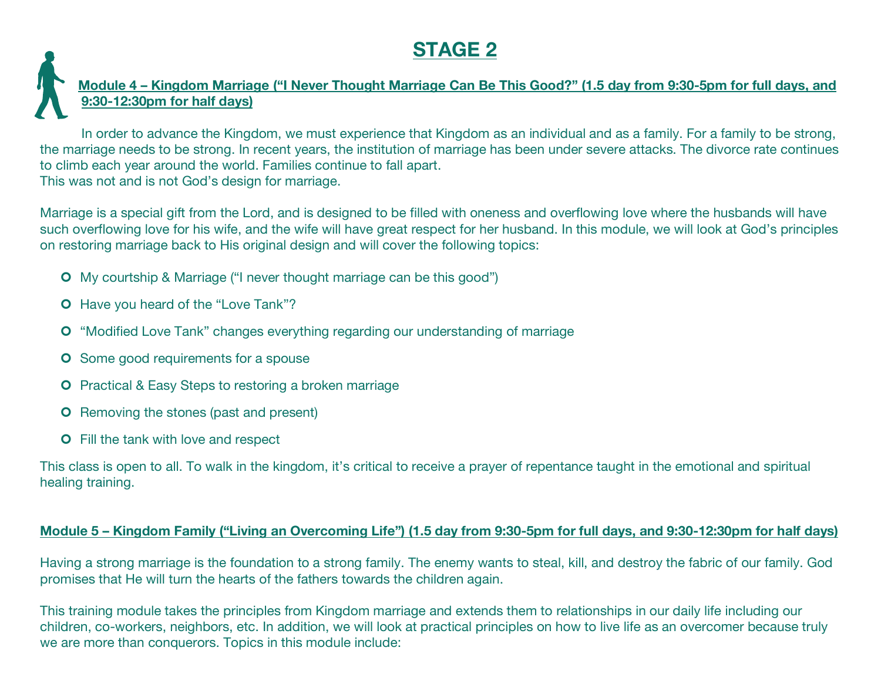# STAGE 2

**Module 4 – Kingdom Marriage ("I Never Thought Marriage Can Be This Good?" (1.5 day from 9:30-5pm for full days, and 9:30-12:30pm for half days)**

In order to advance the Kingdom, we must experience that Kingdom as an individual and as a family. For a family to be strong, the marriage needs to be strong. In recent years, the institution of marriage has been under severe attacks. The divorce rate continues to climb each year around the world. Families continue to fall apart.
This was not and is not God's design for marriage.

Marriage is a special gift from the Lord, and is designed to be filled with oneness and overflowing love where the husbands will have such overflowing love for his wife, and the wife will have great respect for her husband. In this module, we will look at God's principles on restoring marriage back to His original design and will cover the following topics:

- My courtship & Marriage ("I never thought marriage can be this good")
- Have you heard of the "Love Tank"?
- "Modified Love Tank" changes everything regarding our understanding of marriage
- Some good requirements for a spouse
- Practical & Easy Steps to restoring a broken marriage
- Removing the stones (past and present)
- Fill the tank with love and respect

This class is open to all. To walk in the kingdom, it's critical to receive a prayer of repentance taught in the emotional and spiritual healing training.

**Module 5 – Kingdom Family ("Living an Overcoming Life") (1.5 day from 9:30-5pm for full days, and 9:30-12:30pm for half days)**

Having a strong marriage is the foundation to a strong family. The enemy wants to steal, kill, and destroy the fabric of our family. God promises that He will turn the hearts of the fathers towards the children again.

This training module takes the principles from Kingdom marriage and extends them to relationships in our daily life including our children, co-workers, neighbors, etc. In addition, we will look at practical principles on how to live life as an overcomer because truly we are more than conquerors. Topics in this module include: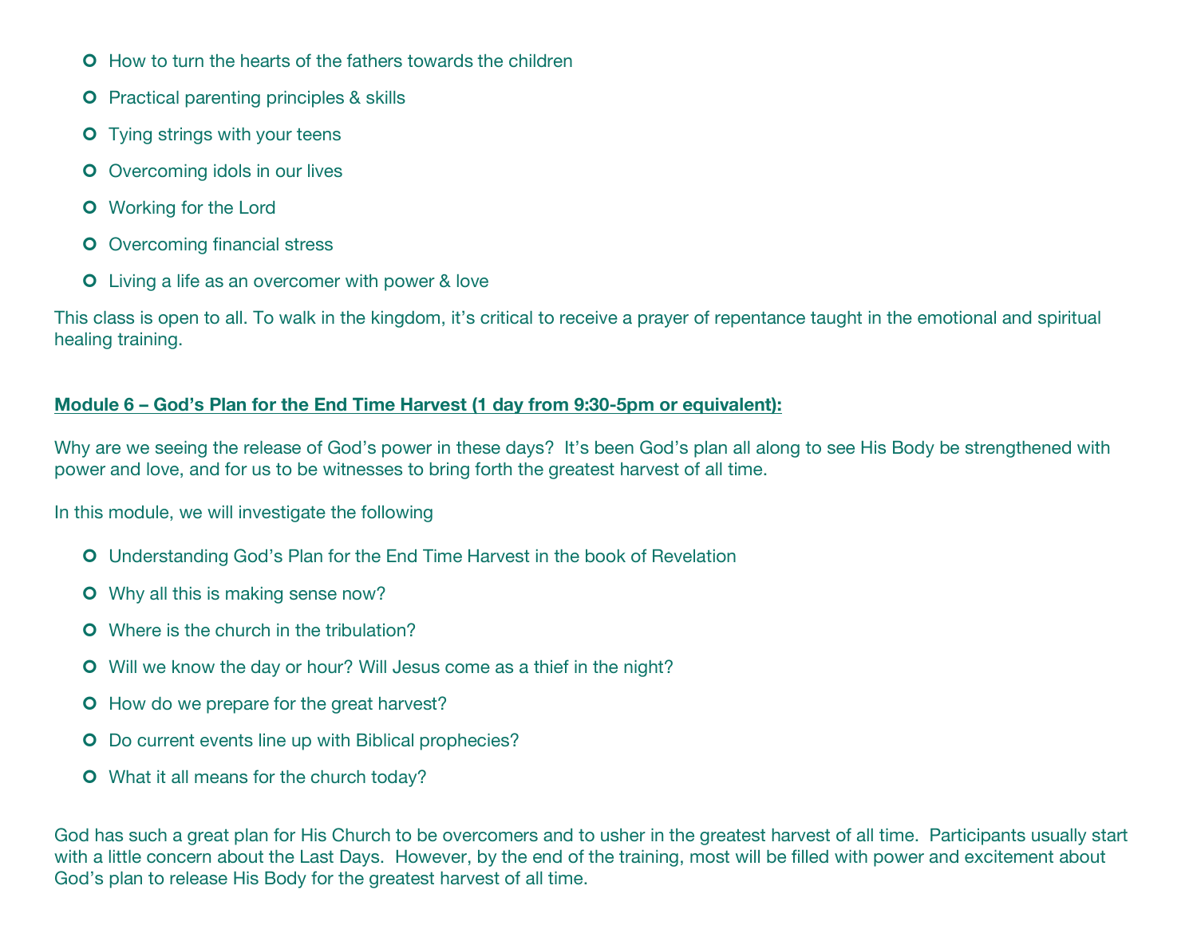- How to turn the hearts of the fathers towards the children
- Practical parenting principles & skills
- Tying strings with your teens
- Overcoming idols in our lives
- Working for the Lord
- Overcoming financial stress
- Living a life as an overcomer with power & love

This class is open to all. To walk in the kingdom, it's critical to receive a prayer of repentance taught in the emotional and spiritual healing training.

**Module 6 – God's Plan for the End Time Harvest (1 day from 9:30-5pm or equivalent):**

Why are we seeing the release of God's power in these days? It's been God's plan all along to see His Body be strengthened with power and love, and for us to be witnesses to bring forth the greatest harvest of all time.

In this module, we will investigate the following

- Understanding God's Plan for the End Time Harvest in the book of Revelation
- Why all this is making sense now?
- Where is the church in the tribulation?
- Will we know the day or hour? Will Jesus come as a thief in the night?
- How do we prepare for the great harvest?
- Do current events line up with Biblical prophecies?
- What it all means for the church today?

God has such a great plan for His Church to be overcomers and to usher in the greatest harvest of all time. Participants usually start with a little concern about the Last Days. However, by the end of the training, most will be filled with power and excitement about God's plan to release His Body for the greatest harvest of all time.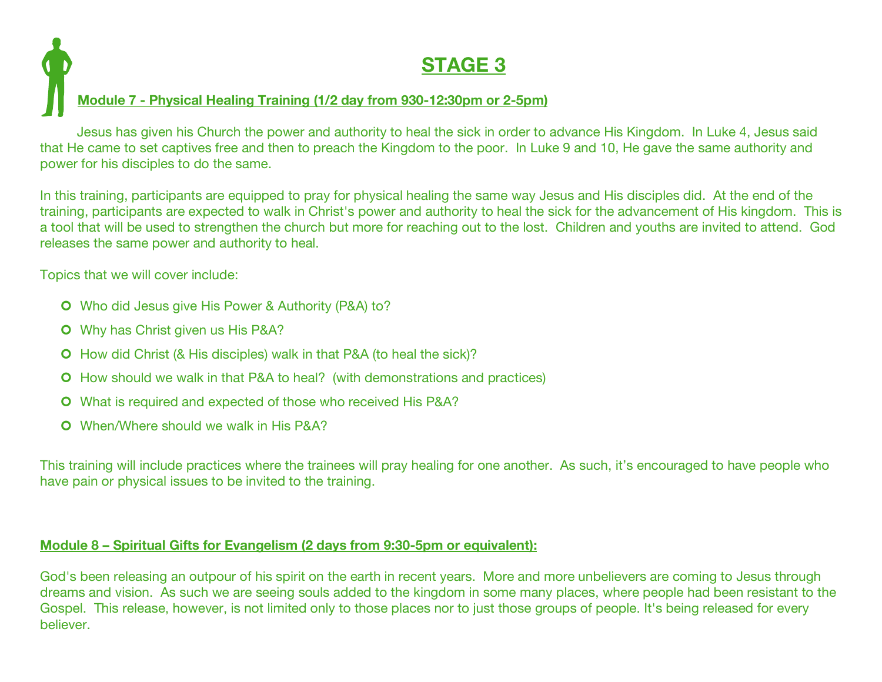# STAGE 3

## Module 7 - Physical Healing Training (1/2 day from 930-12:30pm or 2-5pm)

Jesus has given his Church the power and authority to heal the sick in order to advance His Kingdom. In Luke 4, Jesus said that He came to set captives free and then to preach the Kingdom to the poor. In Luke 9 and 10, He gave the same authority and power for his disciples to do the same.

In this training, participants are equipped to pray for physical healing the same way Jesus and His disciples did. At the end of the training, participants are expected to walk in Christ's power and authority to heal the sick for the advancement of His kingdom. This is a tool that will be used to strengthen the church but more for reaching out to the lost. Children and youths are invited to attend. God releases the same power and authority to heal.

Topics that we will cover include:

- Who did Jesus give His Power & Authority (P&A) to?
- Why has Christ given us His P&A?
- How did Christ (& His disciples) walk in that P&A (to heal the sick)?
- How should we walk in that P&A to heal? (with demonstrations and practices)
- What is required and expected of those who received His P&A?
- When/Where should we walk in His P&A?

This training will include practices where the trainees will pray healing for one another. As such, it's encouraged to have people who have pain or physical issues to be invited to the training.

## Module 8 – Spiritual Gifts for Evangelism (2 days from 9:30-5pm or equivalent):

God's been releasing an outpour of his spirit on the earth in recent years. More and more unbelievers are coming to Jesus through dreams and vision. As such we are seeing souls added to the kingdom in some many places, where people had been resistant to the Gospel. This release, however, is not limited only to those places nor to just those groups of people. It's being released for every believer.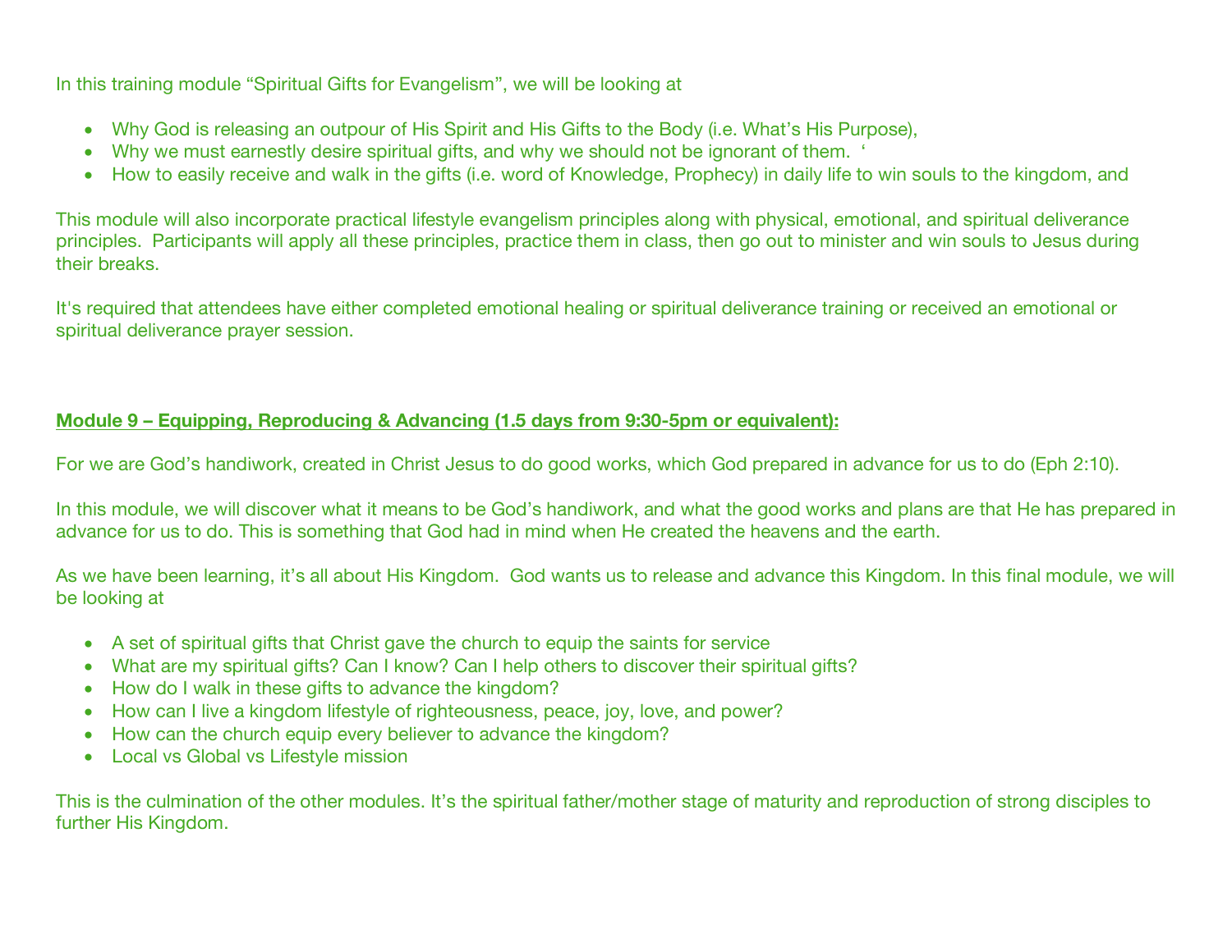In this training module "Spiritual Gifts for Evangelism", we will be looking at

- Why God is releasing an outpour of His Spirit and His Gifts to the Body (i.e. What's His Purpose),
- Why we must earnestly desire spiritual gifts, and why we should not be ignorant of them. '
- How to easily receive and walk in the gifts (i.e. word of Knowledge, Prophecy) in daily life to win souls to the kingdom, and

This module will also incorporate practical lifestyle evangelism principles along with physical, emotional, and spiritual deliverance principles. Participants will apply all these principles, practice them in class, then go out to minister and win souls to Jesus during their breaks.

It's required that attendees have either completed emotional healing or spiritual deliverance training or received an emotional or spiritual deliverance prayer session.

**Module 9 – Equipping, Reproducing & Advancing (1.5 days from 9:30-5pm or equivalent):**

For we are God's handiwork, created in Christ Jesus to do good works, which God prepared in advance for us to do (Eph 2:10).

In this module, we will discover what it means to be God's handiwork, and what the good works and plans are that He has prepared in advance for us to do. This is something that God had in mind when He created the heavens and the earth.

As we have been learning, it's all about His Kingdom. God wants us to release and advance this Kingdom. In this final module, we will be looking at

- A set of spiritual gifts that Christ gave the church to equip the saints for service
- What are my spiritual gifts? Can I know? Can I help others to discover their spiritual gifts?
- How do I walk in these gifts to advance the kingdom?
- How can I live a kingdom lifestyle of righteousness, peace, joy, love, and power?
- How can the church equip every believer to advance the kingdom?
- Local vs Global vs Lifestyle mission

This is the culmination of the other modules. It's the spiritual father/mother stage of maturity and reproduction of strong disciples to further His Kingdom.